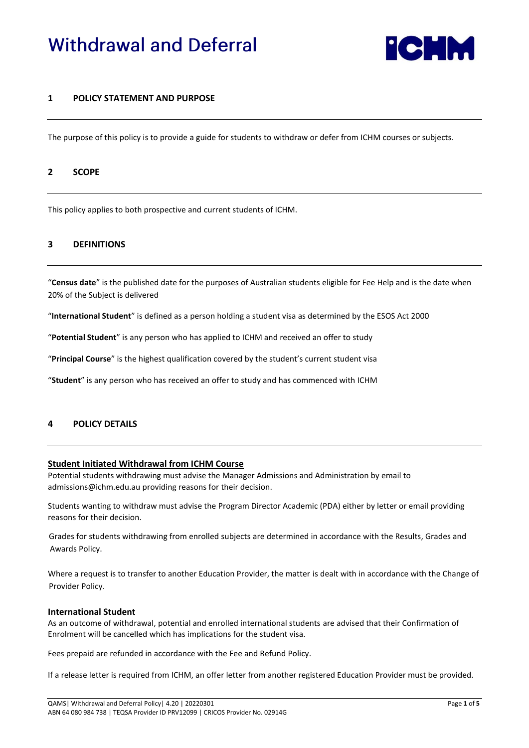# Withdrawal and Deferral

## 1 POLICY STATEMENT AND PURPOSE

The purpose of this policy is to provide a guide for students to withdraw or defer from ICHM courses or subjects.

## 2 SCOPE

This policy applies to both prospective and current students of ICHM.

## 3 DEFINITIONS

"**Census date**" is the published date for the purposes of Australian students eligible for Fee Help and is the date when 20% of the Subject is delivered

"**International Student**" is defined as a person holding a student visa as determined by the ESOS Act 2000

"**Potential Student**" is any person who has applied to ICHM and received an offer to study

"**Principal Course**" is the highest qualification covered by the student's current student visa

"**Student**" is any person who has received an offer to study and has commenced with ICHM

## 4 POLICY DETAILS

### Student Initiated Withdrawal from ICHM Course

Potential students withdrawing must advise the Manager Admissions and Administration by email to admissions@ichm.edu.au providing reasons for their decision.

Students wanting to withdraw must advise the Program Director Academic (PDA) either by letter or email providing reasons for their decision.

Grades for students withdrawing from enrolled subjects are determined in accordance with the Results, Grades and Awards Policy.

Where a request is to transfer to another Education Provider, the matter is dealt with in accordance with the Change of Provider Policy.

### International Student

As an outcome of withdrawal, potential and enrolled international students are advised that their Confirmation of Enrolment will be cancelled which has implications for the student visa.

Fees prepaid are refunded in accordance with the Fee and Refund Policy.

If a release letter is required from ICHM, an offer letter from another registered Education Provider must be provided.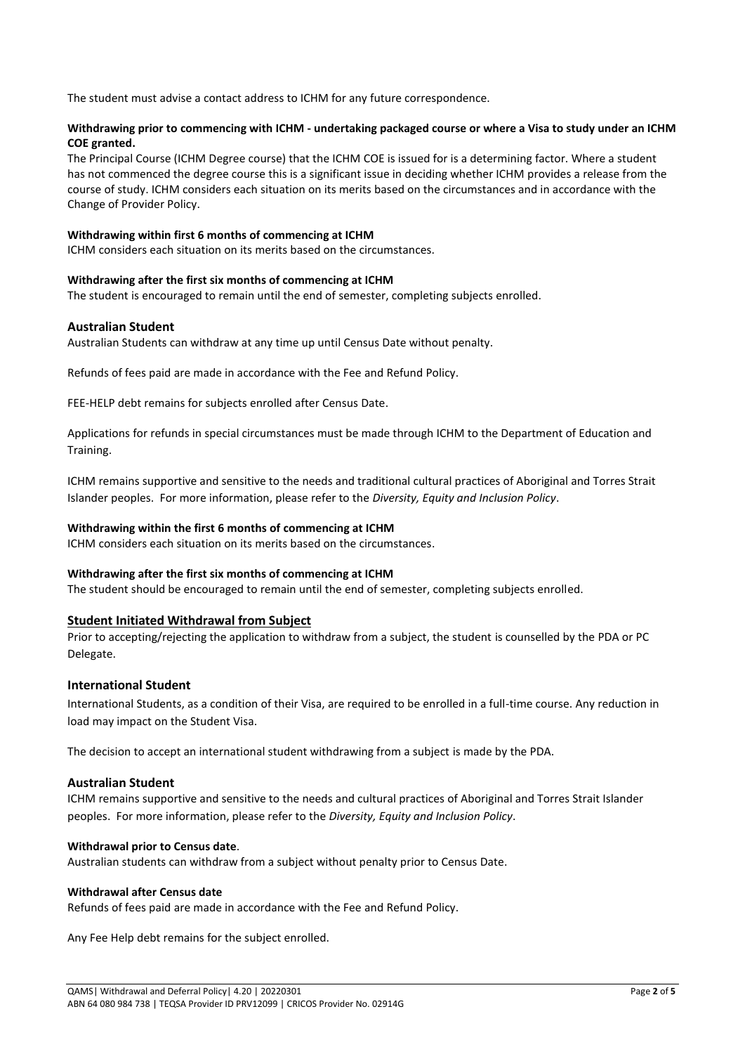The student must advise a contact address to ICHM for any future correspondence.

**Withdrawing prior to commencing with ICHM - undertaking packaged course or where a Visa to study under an ICHM COE granted.**

The Principal Course (ICHM Degree course) that the ICHM COE is issued for is a determining factor. Where a student has not commenced the degree course this is a significant issue in deciding whether ICHM provides a release from the course of study. ICHM considers each situation on its merits based on the circumstances and in accordance with the Change of Provider Policy.

**Withdrawing within first 6 months of commencing at ICHM**

ICHM considers each situation on its merits based on the circumstances.

**Withdrawing after the first six months of commencing at ICHM**

The student is encouraged to remain until the end of semester, completing subjects enrolled.

### Australian Student

Australian Students can withdraw at any time up until Census Date without penalty.

Refunds of fees paid are made in accordance with the Fee and Refund Policy.

FEE-HELP debt remains for subjects enrolled after Census Date.

Applications for refunds in special circumstances must be made through ICHM to the Department of Education and Training.

ICHM remains supportive and sensitive to the needs and traditional cultural practices of Aboriginal and Torres Strait Islander peoples. For more information, please refer to the *Diversity, Equity and Inclusion Policy*.

**Withdrawing within the first 6 months of commencing at ICHM**

ICHM considers each situation on its merits based on the circumstances.

**Withdrawing after the first six months of commencing at ICHM**

The student should be encouraged to remain until the end of semester, completing subjects enrolled.

## Student Initiated Withdrawal from Subject

Prior to accepting/rejecting the application to withdraw from a subject, the student is counselled by the PDA or PC Delegate.

### International Student

International Students, as a condition of their Visa, are required to be enrolled in a full-time course. Any reduction in load may impact on the Student Visa.

The decision to accept an international student withdrawing from a subject is made by the PDA.

### Australian Student

ICHM remains supportive and sensitive to the needs and cultural practices of Aboriginal and Torres Strait Islander peoples. For more information, please refer to the *Diversity, Equity and Inclusion Policy*.

**Withdrawal prior to Census date**.

Australian students can withdraw from a subject without penalty prior to Census Date.

**Withdrawal after Census date**

Refunds of fees paid are made in accordance with the Fee and Refund Policy.

Any Fee Help debt remains for the subject enrolled.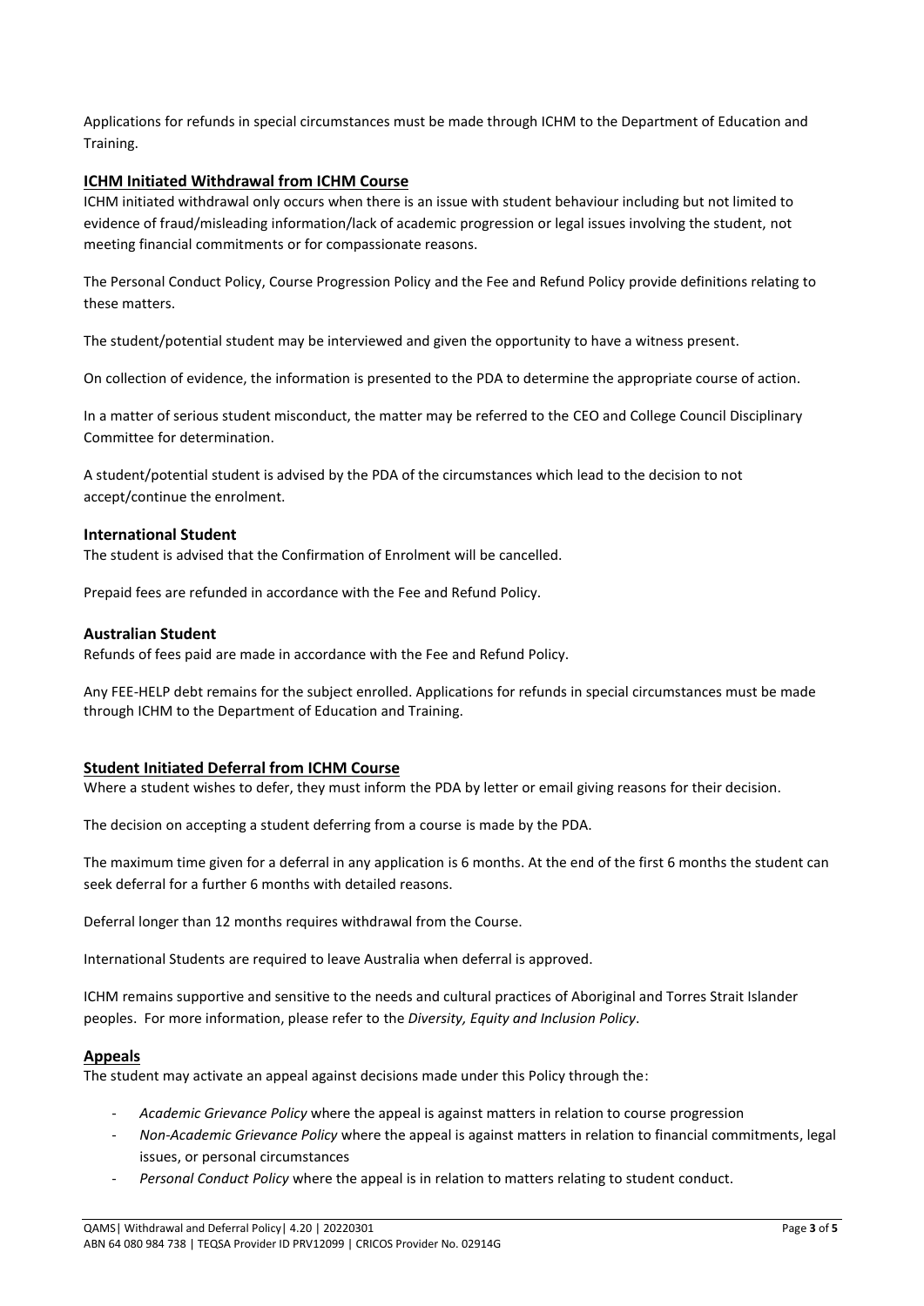Applications for refunds in special circumstances must be made through ICHM to the Department of Education and Training.

## ICHM Initiated Withdrawal from ICHM Course

ICHM initiated withdrawal only occurs when there is an issue with student behaviour including but not limited to evidence of fraud/misleading information/lack of academic progression or legal issues involving the student, not meeting financial commitments or for compassionate reasons.

The Personal Conduct Policy, Course Progression Policy and the Fee and Refund Policy provide definitions relating to these matters.

The student/potential student may be interviewed and given the opportunity to have a witness present.

On collection of evidence, the information is presented to the PDA to determine the appropriate course of action.

In a matter of serious student misconduct, the matter may be referred to the CEO and College Council Disciplinary Committee for determination.

A student/potential student is advised by the PDA of the circumstances which lead to the decision to not accept/continue the enrolment.

### International Student

The student is advised that the Confirmation of Enrolment will be cancelled.

Prepaid fees are refunded in accordance with the Fee and Refund Policy.

### Australian Student

Refunds of fees paid are made in accordance with the Fee and Refund Policy.

Any FEE-HELP debt remains for the subject enrolled. Applications for refunds in special circumstances must be made through ICHM to the Department of Education and Training.

## Student Initiated Deferral from ICHM Course

Where a student wishes to defer, they must inform the PDA by letter or email giving reasons for their decision.

The decision on accepting a student deferring from a course is made by the PDA.

The maximum time given for a deferral in any application is 6 months. At the end of the first 6 months the student can seek deferral for a further 6 months with detailed reasons.

Deferral longer than 12 months requires withdrawal from the Course.

International Students are required to leave Australia when deferral is approved.

ICHM remains supportive and sensitive to the needs and cultural practices of Aboriginal and Torres Strait Islander peoples. For more information, please refer to the *Diversity, Equity and Inclusion Policy*.

## Appeals

The student may activate an appeal against decisions made under this Policy through the:

- *Academic Grievance Policy* where the appeal is against matters in relation to course progression
- *Non-Academic Grievance Policy* where the appeal is against matters in relation to financial commitments, legal issues, or personal circumstances
- *Personal Conduct Policy* where the appeal is in relation to matters relating to student conduct.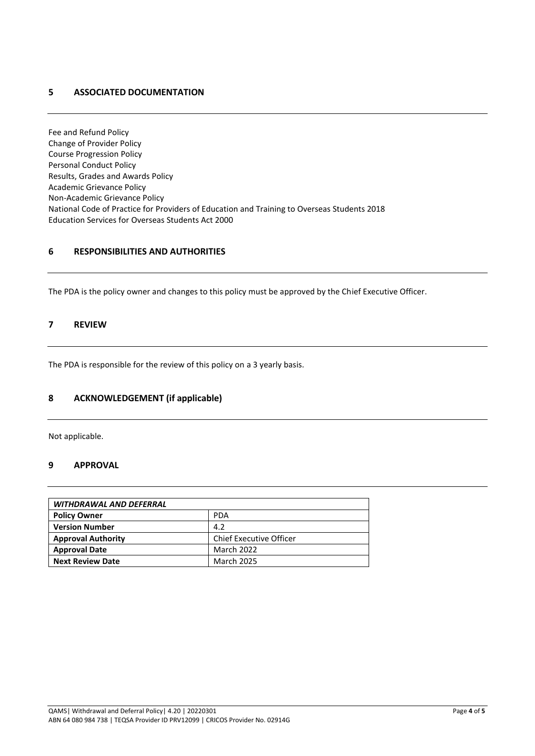## 5 ASSOCIATED DOCUMENTATION

Fee and Refund Policy
Change of Provider Policy
Course Progression Policy
Personal Conduct Policy
Results, Grades and Awards Policy
Academic Grievance Policy
Non-Academic Grievance Policy
National Code of Practice for Providers of Education and Training to Overseas Students 2018
Education Services for Overseas Students Act 2000

## 6 RESPONSIBILITIES AND AUTHORITIES

The PDA is the policy owner and changes to this policy must be approved by the Chief Executive Officer.

## 7 REVIEW

The PDA is responsible for the review of this policy on a 3 yearly basis.

## 8 ACKNOWLEDGEMENT (if applicable)

Not applicable.

## 9 APPROVAL

| ***WITHDRAWAL AND DEFERRAL*** | |
|---|---|
| **Policy Owner** | PDA |
| **Version Number** | 4.2 |
| **Approval Authority** | Chief Executive Officer |
| **Approval Date** | March 2022 |
| **Next Review Date** | March 2025 |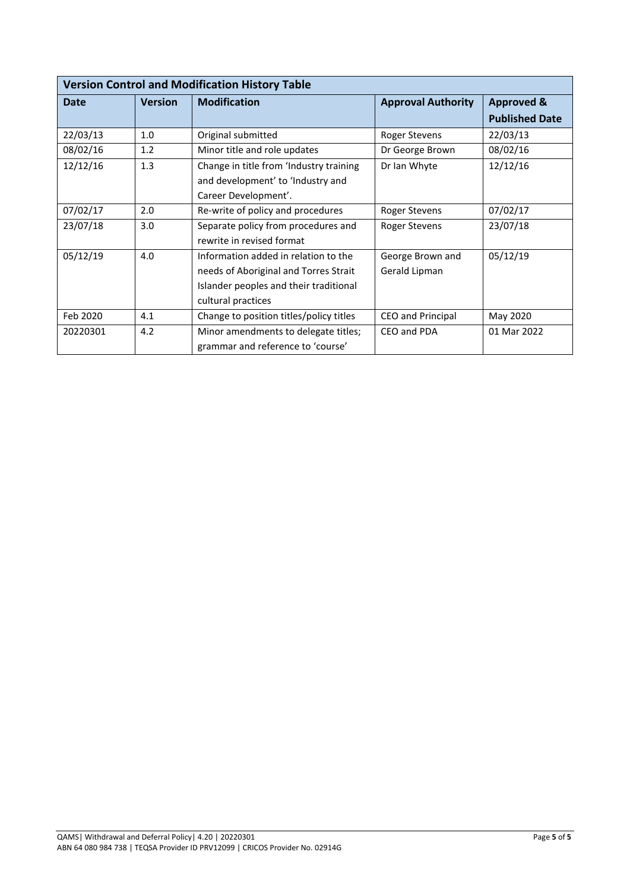| Version Control and Modification History Table | | | | |
|---|---|---|---|---|
| **Date** | **Version** | **Modification** | **Approval Authority** | **Approved & Published Date** |
| 22/03/13 | 1.0 | Original submitted | Roger Stevens | 22/03/13 |
| 08/02/16 | 1.2 | Minor title and role updates | Dr George Brown | 08/02/16 |
| 12/12/16 | 1.3 | Change in title from 'Industry training and development' to 'Industry and Career Development'. | Dr Ian Whyte | 12/12/16 |
| 07/02/17 | 2.0 | Re-write of policy and procedures | Roger Stevens | 07/02/17 |
| 23/07/18 | 3.0 | Separate policy from procedures and rewrite in revised format | Roger Stevens | 23/07/18 |
| 05/12/19 | 4.0 | Information added in relation to the needs of Aboriginal and Torres Strait Islander peoples and their traditional cultural practices | George Brown and Gerald Lipman | 05/12/19 |
| Feb 2020 | 4.1 | Change to position titles/policy titles | CEO and Principal | May 2020 |
| 20220301 | 4.2 | Minor amendments to delegate titles; grammar and reference to 'course' | CEO and PDA | 01 Mar 2022 |